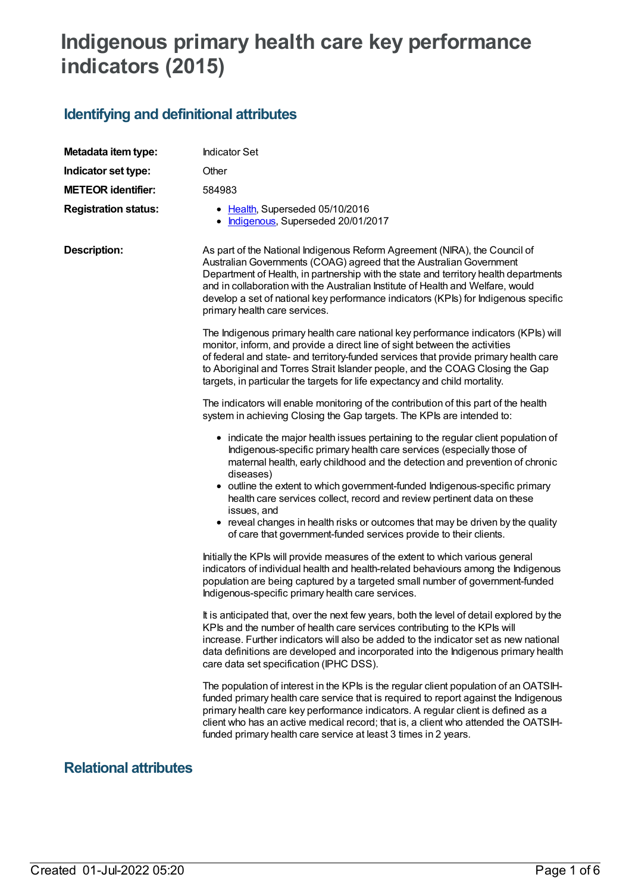# Indigenous primary health care key performance indicators (2015)

## Identifying and definitional attributes

| | |
|---|---|
| **Metadata item type:** | Indicator Set |
| **Indicator set type:** | Other |
| **METEOR identifier:** | 584983 |
| **Registration status:** | • Health, Superseded 05/10/2016<br>• Indigenous, Superseded 20/01/2017 |

**Description:**

As part of the National Indigenous Reform Agreement (NIRA), the Council of Australian Governments (COAG) agreed that the Australian Government Department of Health, in partnership with the state and territory health departments and in collaboration with the Australian Institute of Health and Welfare, would develop a set of national key performance indicators (KPIs) for Indigenous specific primary health care services.

The Indigenous primary health care national key performance indicators (KPIs) will monitor, inform, and provide a direct line of sight between the activities of federal and state- and territory-funded services that provide primary health care to Aboriginal and Torres Strait Islander people, and the COAG Closing the Gap targets, in particular the targets for life expectancy and child mortality.

The indicators will enable monitoring of the contribution of this part of the health system in achieving Closing the Gap targets. The KPIs are intended to:

- indicate the major health issues pertaining to the regular client population of Indigenous-specific primary health care services (especially those of maternal health, early childhood and the detection and prevention of chronic diseases)
- outline the extent to which government-funded Indigenous-specific primary health care services collect, record and review pertinent data on these issues, and
- reveal changes in health risks or outcomes that may be driven by the quality of care that government-funded services provide to their clients.

Initially the KPIs will provide measures of the extent to which various general indicators of individual health and health-related behaviours among the Indigenous population are being captured by a targeted small number of government-funded Indigenous-specific primary health care services.

It is anticipated that, over the next few years, both the level of detail explored by the KPIs and the number of health care services contributing to the KPIs will increase. Further indicators will also be added to the indicator set as new national data definitions are developed and incorporated into the Indigenous primary health care data set specification (IPHC DSS).

The population of interest in the KPIs is the regular client population of an OATSIH-funded primary health care service that is required to report against the Indigenous primary health care key performance indicators. A regular client is defined as a client who has an active medical record; that is, a client who attended the OATSIH-funded primary health care service at least 3 times in 2 years.

## Relational attributes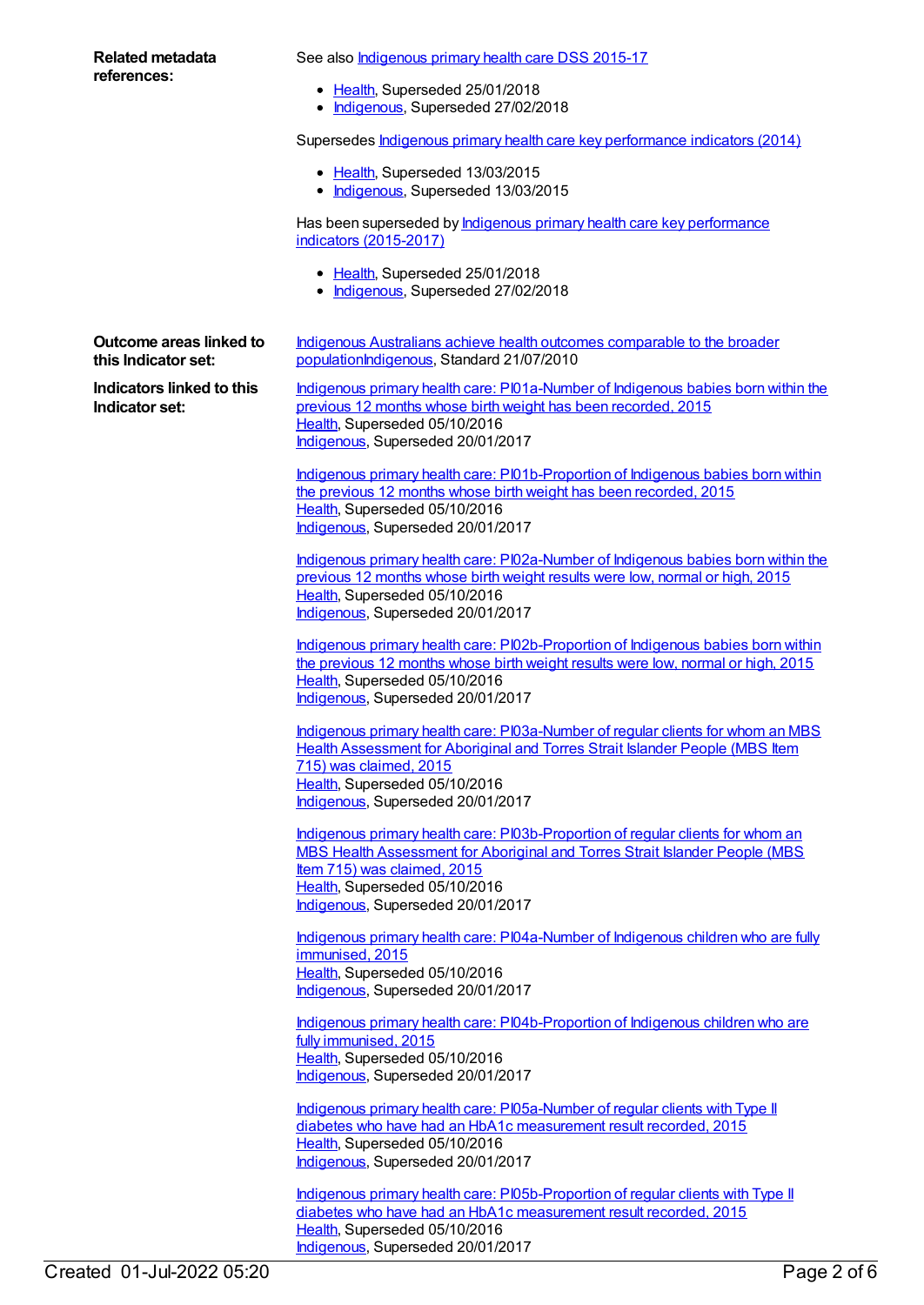**Related metadata references:**

See also Indigenous primary health care DSS 2015-17

- Health, Superseded 25/01/2018
- Indigenous, Superseded 27/02/2018

Supersedes Indigenous primary health care key performance indicators (2014)

- Health, Superseded 13/03/2015
- Indigenous, Superseded 13/03/2015

Has been superseded by Indigenous primary health care key performance indicators (2015-2017)

- Health, Superseded 25/01/2018
- Indigenous, Superseded 27/02/2018

**Outcome areas linked to this Indicator set:**

Indigenous Australians achieve health outcomes comparable to the broader populationIndigenous, Standard 21/07/2010

**Indicators linked to this Indicator set:**

Indigenous primary health care: PI01a-Number of Indigenous babies born within the previous 12 months whose birth weight has been recorded, 2015
Health, Superseded 05/10/2016
Indigenous, Superseded 20/01/2017

Indigenous primary health care: PI01b-Proportion of Indigenous babies born within the previous 12 months whose birth weight has been recorded, 2015
Health, Superseded 05/10/2016
Indigenous, Superseded 20/01/2017

Indigenous primary health care: PI02a-Number of Indigenous babies born within the previous 12 months whose birth weight results were low, normal or high, 2015
Health, Superseded 05/10/2016
Indigenous, Superseded 20/01/2017

Indigenous primary health care: PI02b-Proportion of Indigenous babies born within the previous 12 months whose birth weight results were low, normal or high, 2015
Health, Superseded 05/10/2016
Indigenous, Superseded 20/01/2017

Indigenous primary health care: PI03a-Number of regular clients for whom an MBS Health Assessment for Aboriginal and Torres Strait Islander People (MBS Item 715) was claimed, 2015
Health, Superseded 05/10/2016
Indigenous, Superseded 20/01/2017

Indigenous primary health care: PI03b-Proportion of regular clients for whom an MBS Health Assessment for Aboriginal and Torres Strait Islander People (MBS Item 715) was claimed, 2015
Health, Superseded 05/10/2016
Indigenous, Superseded 20/01/2017

Indigenous primary health care: PI04a-Number of Indigenous children who are fully immunised, 2015
Health, Superseded 05/10/2016
Indigenous, Superseded 20/01/2017

Indigenous primary health care: PI04b-Proportion of Indigenous children who are fully immunised, 2015
Health, Superseded 05/10/2016
Indigenous, Superseded 20/01/2017

Indigenous primary health care: PI05a-Number of regular clients with Type II diabetes who have had an HbA1c measurement result recorded, 2015
Health, Superseded 05/10/2016
Indigenous, Superseded 20/01/2017

Indigenous primary health care: PI05b-Proportion of regular clients with Type II diabetes who have had an HbA1c measurement result recorded, 2015
Health, Superseded 05/10/2016
Indigenous, Superseded 20/01/2017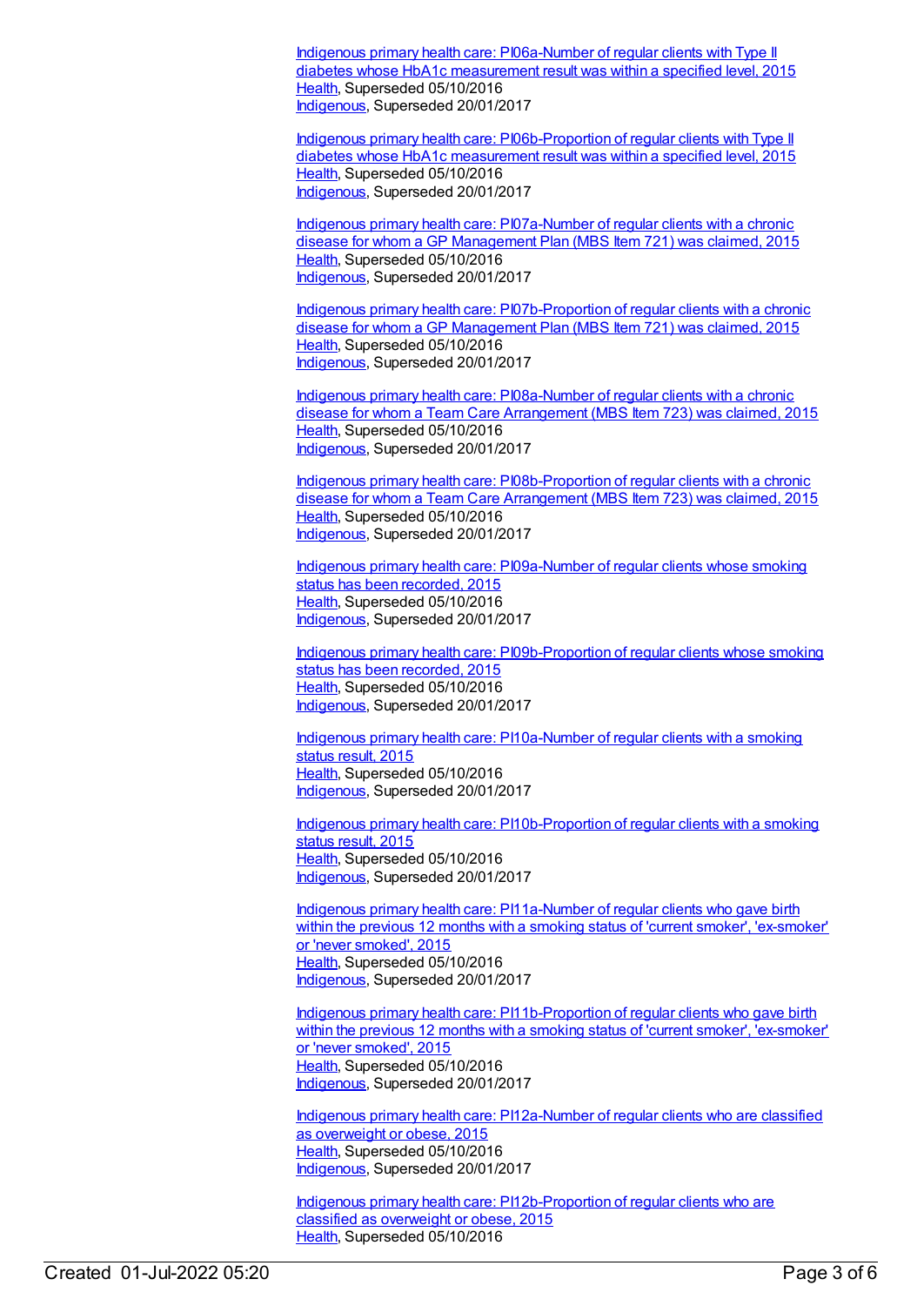Indigenous primary health care: PI06a-Number of regular clients with Type II diabetes whose HbA1c measurement result was within a specified level, 2015
Health, Superseded 05/10/2016
Indigenous, Superseded 20/01/2017

Indigenous primary health care: PI06b-Proportion of regular clients with Type II diabetes whose HbA1c measurement result was within a specified level, 2015
Health, Superseded 05/10/2016
Indigenous, Superseded 20/01/2017

Indigenous primary health care: PI07a-Number of regular clients with a chronic disease for whom a GP Management Plan (MBS Item 721) was claimed, 2015
Health, Superseded 05/10/2016
Indigenous, Superseded 20/01/2017

Indigenous primary health care: PI07b-Proportion of regular clients with a chronic disease for whom a GP Management Plan (MBS Item 721) was claimed, 2015
Health, Superseded 05/10/2016
Indigenous, Superseded 20/01/2017

Indigenous primary health care: PI08a-Number of regular clients with a chronic disease for whom a Team Care Arrangement (MBS Item 723) was claimed, 2015
Health, Superseded 05/10/2016
Indigenous, Superseded 20/01/2017

Indigenous primary health care: PI08b-Proportion of regular clients with a chronic disease for whom a Team Care Arrangement (MBS Item 723) was claimed, 2015
Health, Superseded 05/10/2016
Indigenous, Superseded 20/01/2017

Indigenous primary health care: PI09a-Number of regular clients whose smoking status has been recorded, 2015
Health, Superseded 05/10/2016
Indigenous, Superseded 20/01/2017

Indigenous primary health care: PI09b-Proportion of regular clients whose smoking status has been recorded, 2015
Health, Superseded 05/10/2016
Indigenous, Superseded 20/01/2017

Indigenous primary health care: PI10a-Number of regular clients with a smoking status result, 2015
Health, Superseded 05/10/2016
Indigenous, Superseded 20/01/2017

Indigenous primary health care: PI10b-Proportion of regular clients with a smoking status result, 2015
Health, Superseded 05/10/2016
Indigenous, Superseded 20/01/2017

Indigenous primary health care: PI11a-Number of regular clients who gave birth within the previous 12 months with a smoking status of 'current smoker', 'ex-smoker' or 'never smoked', 2015
Health, Superseded 05/10/2016
Indigenous, Superseded 20/01/2017

Indigenous primary health care: PI11b-Proportion of regular clients who gave birth within the previous 12 months with a smoking status of 'current smoker', 'ex-smoker' or 'never smoked', 2015
Health, Superseded 05/10/2016
Indigenous, Superseded 20/01/2017

Indigenous primary health care: PI12a-Number of regular clients who are classified as overweight or obese, 2015
Health, Superseded 05/10/2016
Indigenous, Superseded 20/01/2017

Indigenous primary health care: PI12b-Proportion of regular clients who are classified as overweight or obese, 2015
Health, Superseded 05/10/2016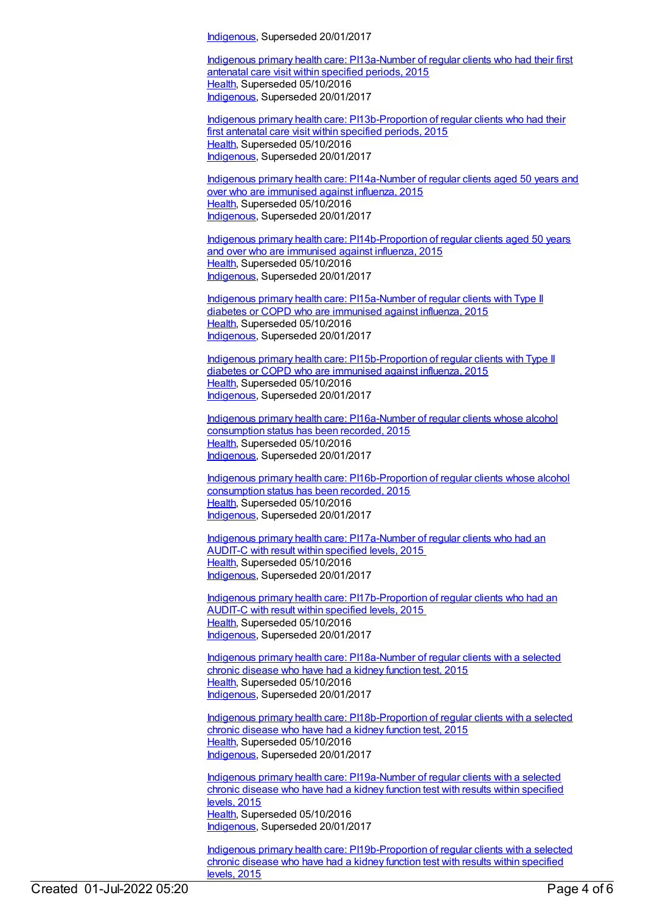Indigenous, Superseded 20/01/2017

Indigenous primary health care: PI13a-Number of regular clients who had their first antenatal care visit within specified periods, 2015
Health, Superseded 05/10/2016
Indigenous, Superseded 20/01/2017

Indigenous primary health care: PI13b-Proportion of regular clients who had their first antenatal care visit within specified periods, 2015
Health, Superseded 05/10/2016
Indigenous, Superseded 20/01/2017

Indigenous primary health care: PI14a-Number of regular clients aged 50 years and over who are immunised against influenza, 2015
Health, Superseded 05/10/2016
Indigenous, Superseded 20/01/2017

Indigenous primary health care: PI14b-Proportion of regular clients aged 50 years and over who are immunised against influenza, 2015
Health, Superseded 05/10/2016
Indigenous, Superseded 20/01/2017

Indigenous primary health care: PI15a-Number of regular clients with Type II diabetes or COPD who are immunised against influenza, 2015
Health, Superseded 05/10/2016
Indigenous, Superseded 20/01/2017

Indigenous primary health care: PI15b-Proportion of regular clients with Type II diabetes or COPD who are immunised against influenza, 2015
Health, Superseded 05/10/2016
Indigenous, Superseded 20/01/2017

Indigenous primary health care: PI16a-Number of regular clients whose alcohol consumption status has been recorded, 2015
Health, Superseded 05/10/2016
Indigenous, Superseded 20/01/2017

Indigenous primary health care: PI16b-Proportion of regular clients whose alcohol consumption status has been recorded, 2015
Health, Superseded 05/10/2016
Indigenous, Superseded 20/01/2017

Indigenous primary health care: PI17a-Number of regular clients who had an AUDIT-C with result within specified levels, 2015
Health, Superseded 05/10/2016
Indigenous, Superseded 20/01/2017

Indigenous primary health care: PI17b-Proportion of regular clients who had an AUDIT-C with result within specified levels, 2015
Health, Superseded 05/10/2016
Indigenous, Superseded 20/01/2017

Indigenous primary health care: PI18a-Number of regular clients with a selected chronic disease who have had a kidney function test, 2015
Health, Superseded 05/10/2016
Indigenous, Superseded 20/01/2017

Indigenous primary health care: PI18b-Proportion of regular clients with a selected chronic disease who have had a kidney function test, 2015
Health, Superseded 05/10/2016
Indigenous, Superseded 20/01/2017

Indigenous primary health care: PI19a-Number of regular clients with a selected chronic disease who have had a kidney function test with results within specified levels, 2015
Health, Superseded 05/10/2016
Indigenous, Superseded 20/01/2017

Indigenous primary health care: PI19b-Proportion of regular clients with a selected chronic disease who have had a kidney function test with results within specified levels, 2015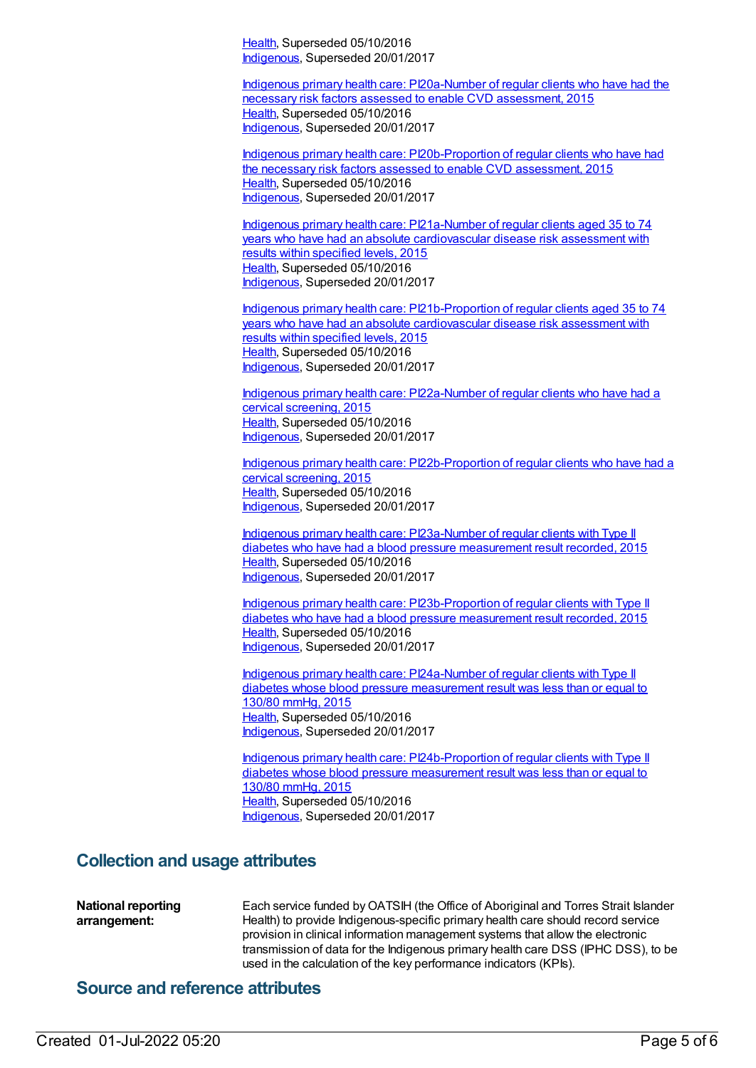Health, Superseded 05/10/2016
Indigenous, Superseded 20/01/2017

Indigenous primary health care: PI20a-Number of regular clients who have had the necessary risk factors assessed to enable CVD assessment, 2015
Health, Superseded 05/10/2016
Indigenous, Superseded 20/01/2017

Indigenous primary health care: PI20b-Proportion of regular clients who have had the necessary risk factors assessed to enable CVD assessment, 2015
Health, Superseded 05/10/2016
Indigenous, Superseded 20/01/2017

Indigenous primary health care: PI21a-Number of regular clients aged 35 to 74 years who have had an absolute cardiovascular disease risk assessment with results within specified levels, 2015
Health, Superseded 05/10/2016
Indigenous, Superseded 20/01/2017

Indigenous primary health care: PI21b-Proportion of regular clients aged 35 to 74 years who have had an absolute cardiovascular disease risk assessment with results within specified levels, 2015
Health, Superseded 05/10/2016
Indigenous, Superseded 20/01/2017

Indigenous primary health care: PI22a-Number of regular clients who have had a cervical screening, 2015
Health, Superseded 05/10/2016
Indigenous, Superseded 20/01/2017

Indigenous primary health care: PI22b-Proportion of regular clients who have had a cervical screening, 2015
Health, Superseded 05/10/2016
Indigenous, Superseded 20/01/2017

Indigenous primary health care: PI23a-Number of regular clients with Type II diabetes who have had a blood pressure measurement result recorded, 2015
Health, Superseded 05/10/2016
Indigenous, Superseded 20/01/2017

Indigenous primary health care: PI23b-Proportion of regular clients with Type II diabetes who have had a blood pressure measurement result recorded, 2015
Health, Superseded 05/10/2016
Indigenous, Superseded 20/01/2017

Indigenous primary health care: PI24a-Number of regular clients with Type II diabetes whose blood pressure measurement result was less than or equal to 130/80 mmHg, 2015
Health, Superseded 05/10/2016
Indigenous, Superseded 20/01/2017

Indigenous primary health care: PI24b-Proportion of regular clients with Type II diabetes whose blood pressure measurement result was less than or equal to 130/80 mmHg, 2015
Health, Superseded 05/10/2016
Indigenous, Superseded 20/01/2017

## Collection and usage attributes

**National reporting arrangement:** Each service funded by OATSIH (the Office of Aboriginal and Torres Strait Islander Health) to provide Indigenous-specific primary health care should record service provision in clinical information management systems that allow the electronic transmission of data for the Indigenous primary health care DSS (IPHC DSS), to be used in the calculation of the key performance indicators (KPIs).

## Source and reference attributes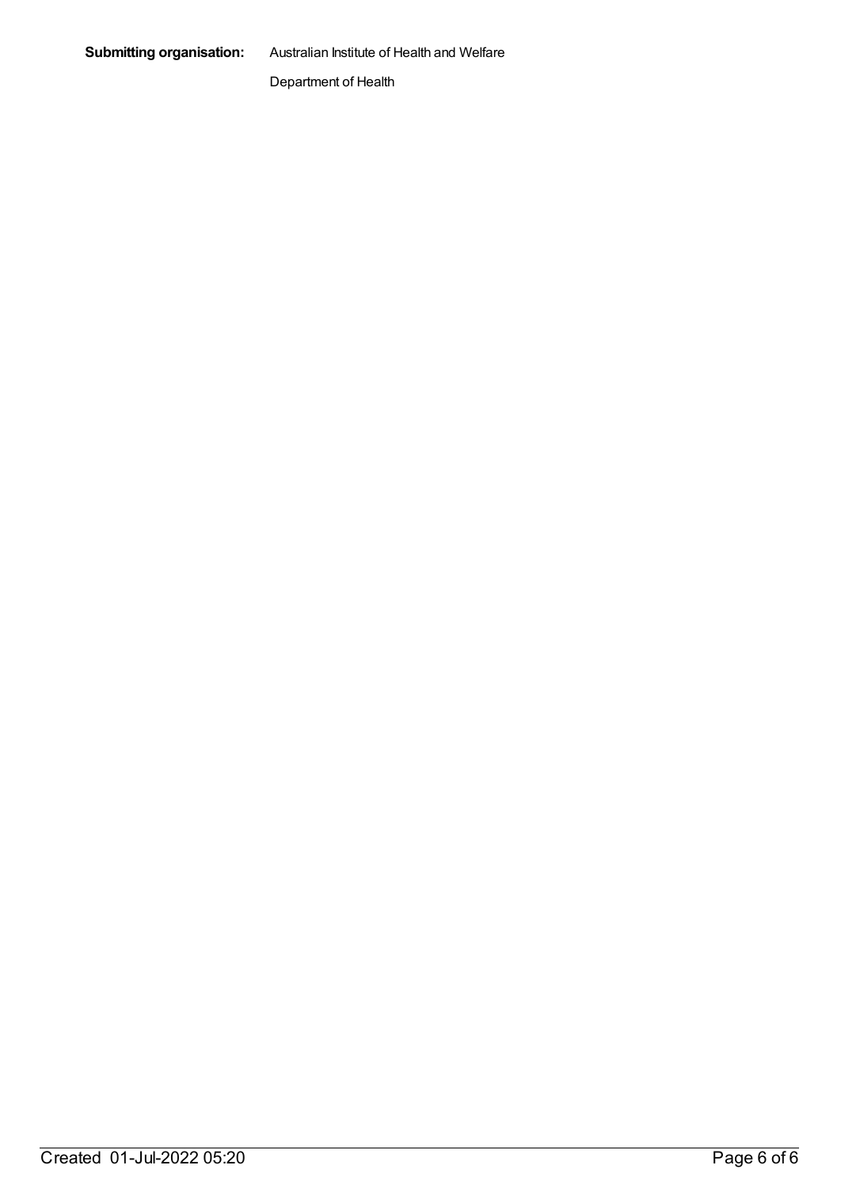**Submitting organisation:** Australian Institute of Health and Welfare

Department of Health